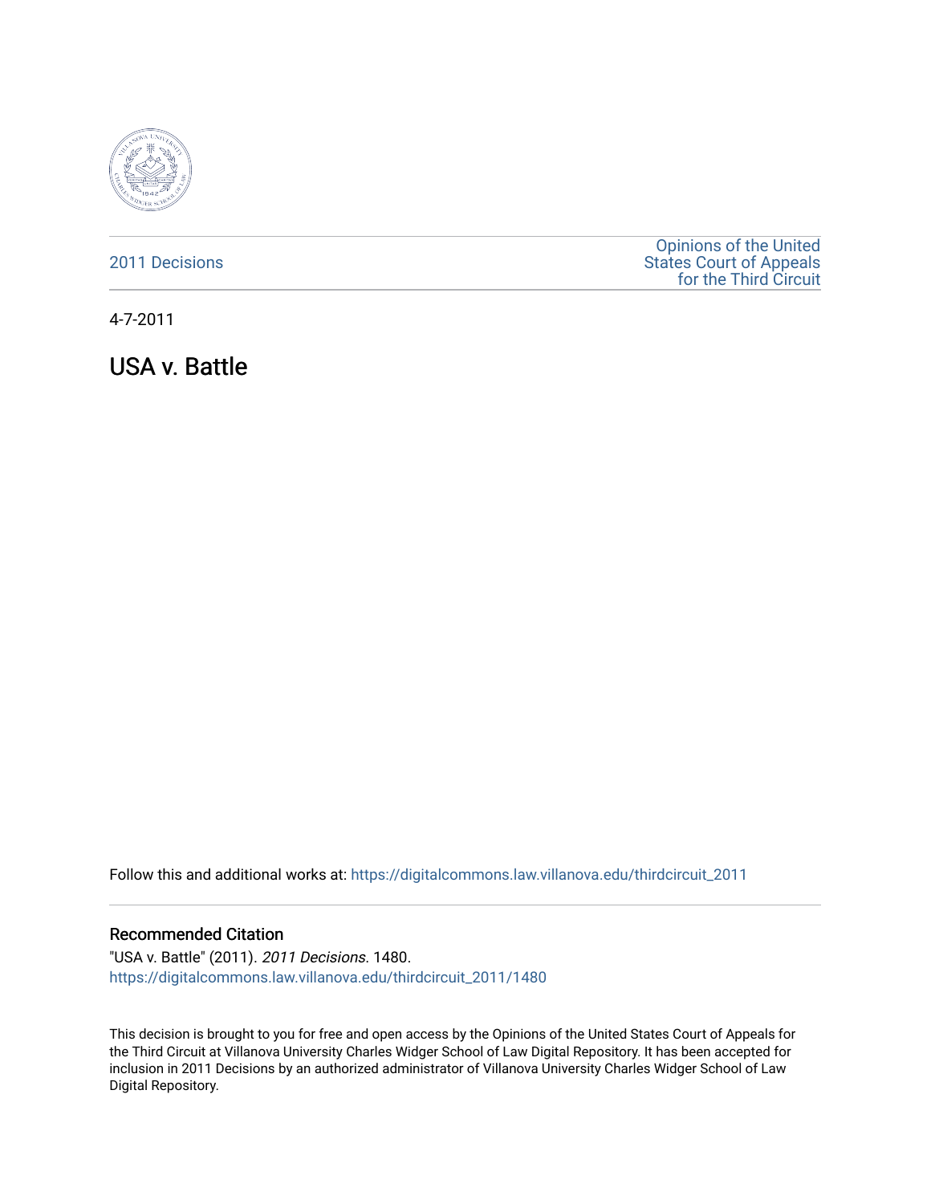2011 Decisions

Opinions of the United States Court of Appeals for the Third Circuit

4-7-2011

# USA v. Battle

Follow this and additional works at: https://digitalcommons.law.villanova.edu/thirdcircuit_2011

## Recommended Citation

"USA v. Battle" (2011). *2011 Decisions*. 1480.
https://digitalcommons.law.villanova.edu/thirdcircuit_2011/1480

This decision is brought to you for free and open access by the Opinions of the United States Court of Appeals for the Third Circuit at Villanova University Charles Widger School of Law Digital Repository. It has been accepted for inclusion in 2011 Decisions by an authorized administrator of Villanova University Charles Widger School of Law Digital Repository.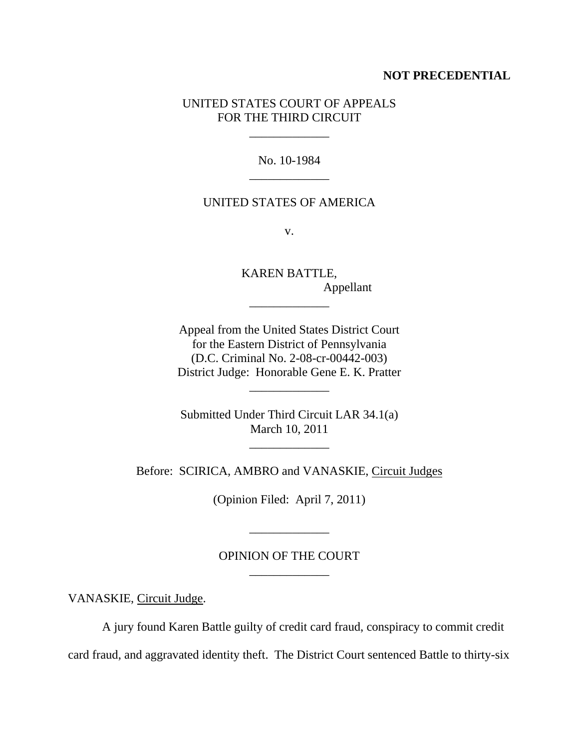**NOT PRECEDENTIAL**

UNITED STATES COURT OF APPEALS
FOR THE THIRD CIRCUIT

\_\_\_\_\_\_\_\_\_\_\_\_\_

No. 10-1984

\_\_\_\_\_\_\_\_\_\_\_\_\_

UNITED STATES OF AMERICA

v.

KAREN BATTLE,
Appellant

\_\_\_\_\_\_\_\_\_\_\_\_\_

Appeal from the United States District Court
for the Eastern District of Pennsylvania
(D.C. Criminal No. 2-08-cr-00442-003)
District Judge: Honorable Gene E. K. Pratter

\_\_\_\_\_\_\_\_\_\_\_\_\_

Submitted Under Third Circuit LAR 34.1(a)
March 10, 2011

\_\_\_\_\_\_\_\_\_\_\_\_\_

Before: SCIRICA, AMBRO and VANASKIE, Circuit Judges

(Opinion Filed: April 7, 2011)

\_\_\_\_\_\_\_\_\_\_\_\_\_

OPINION OF THE COURT

\_\_\_\_\_\_\_\_\_\_\_\_\_

VANASKIE, Circuit Judge.

A jury found Karen Battle guilty of credit card fraud, conspiracy to commit credit card fraud, and aggravated identity theft. The District Court sentenced Battle to thirty-six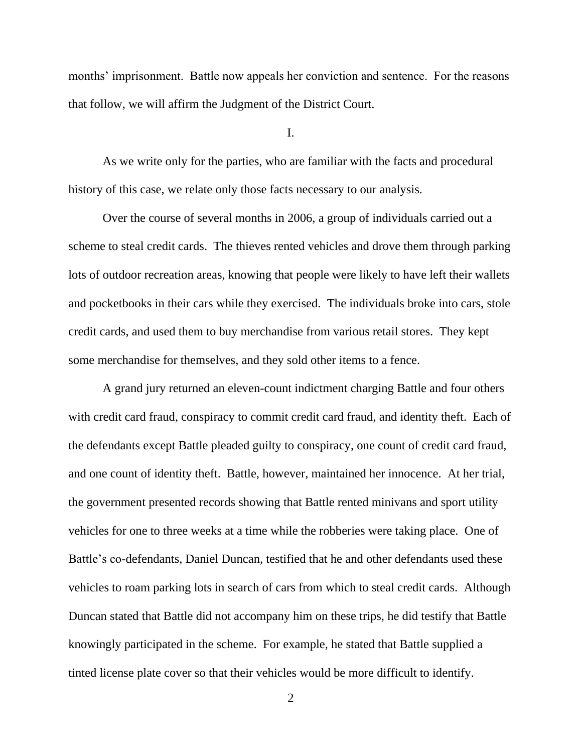months' imprisonment. Battle now appeals her conviction and sentence. For the reasons that follow, we will affirm the Judgment of the District Court.

## I.

As we write only for the parties, who are familiar with the facts and procedural history of this case, we relate only those facts necessary to our analysis.

Over the course of several months in 2006, a group of individuals carried out a scheme to steal credit cards. The thieves rented vehicles and drove them through parking lots of outdoor recreation areas, knowing that people were likely to have left their wallets and pocketbooks in their cars while they exercised. The individuals broke into cars, stole credit cards, and used them to buy merchandise from various retail stores. They kept some merchandise for themselves, and they sold other items to a fence.

A grand jury returned an eleven-count indictment charging Battle and four others with credit card fraud, conspiracy to commit credit card fraud, and identity theft. Each of the defendants except Battle pleaded guilty to conspiracy, one count of credit card fraud, and one count of identity theft. Battle, however, maintained her innocence. At her trial, the government presented records showing that Battle rented minivans and sport utility vehicles for one to three weeks at a time while the robberies were taking place. One of Battle's co-defendants, Daniel Duncan, testified that he and other defendants used these vehicles to roam parking lots in search of cars from which to steal credit cards. Although Duncan stated that Battle did not accompany him on these trips, he did testify that Battle knowingly participated in the scheme. For example, he stated that Battle supplied a tinted license plate cover so that their vehicles would be more difficult to identify.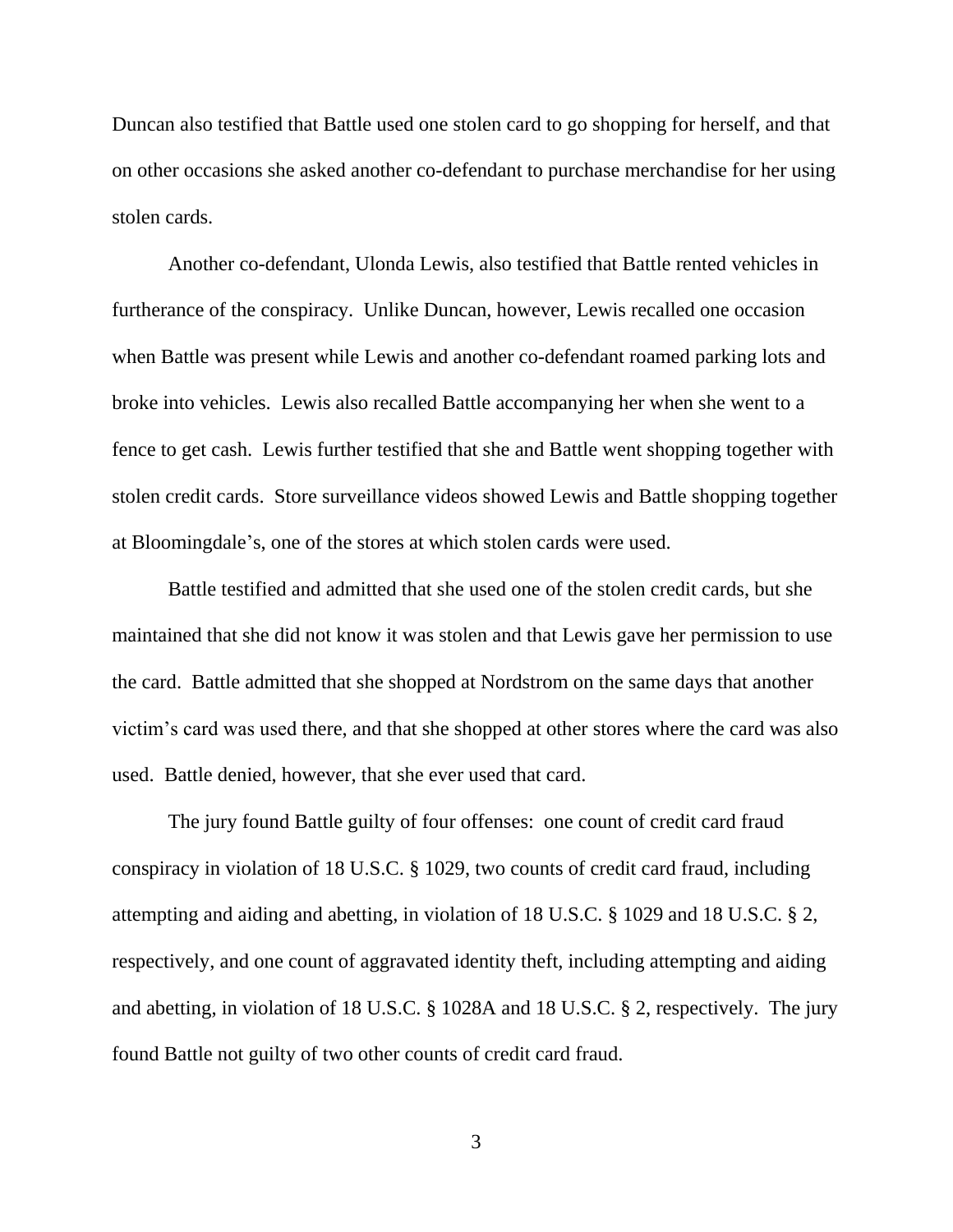Duncan also testified that Battle used one stolen card to go shopping for herself, and that on other occasions she asked another co-defendant to purchase merchandise for her using stolen cards.

Another co-defendant, Ulonda Lewis, also testified that Battle rented vehicles in furtherance of the conspiracy. Unlike Duncan, however, Lewis recalled one occasion when Battle was present while Lewis and another co-defendant roamed parking lots and broke into vehicles. Lewis also recalled Battle accompanying her when she went to a fence to get cash. Lewis further testified that she and Battle went shopping together with stolen credit cards. Store surveillance videos showed Lewis and Battle shopping together at Bloomingdale's, one of the stores at which stolen cards were used.

Battle testified and admitted that she used one of the stolen credit cards, but she maintained that she did not know it was stolen and that Lewis gave her permission to use the card. Battle admitted that she shopped at Nordstrom on the same days that another victim's card was used there, and that she shopped at other stores where the card was also used. Battle denied, however, that she ever used that card.

The jury found Battle guilty of four offenses: one count of credit card fraud conspiracy in violation of 18 U.S.C. § 1029, two counts of credit card fraud, including attempting and aiding and abetting, in violation of 18 U.S.C. § 1029 and 18 U.S.C. § 2, respectively, and one count of aggravated identity theft, including attempting and aiding and abetting, in violation of 18 U.S.C. § 1028A and 18 U.S.C. § 2, respectively. The jury found Battle not guilty of two other counts of credit card fraud.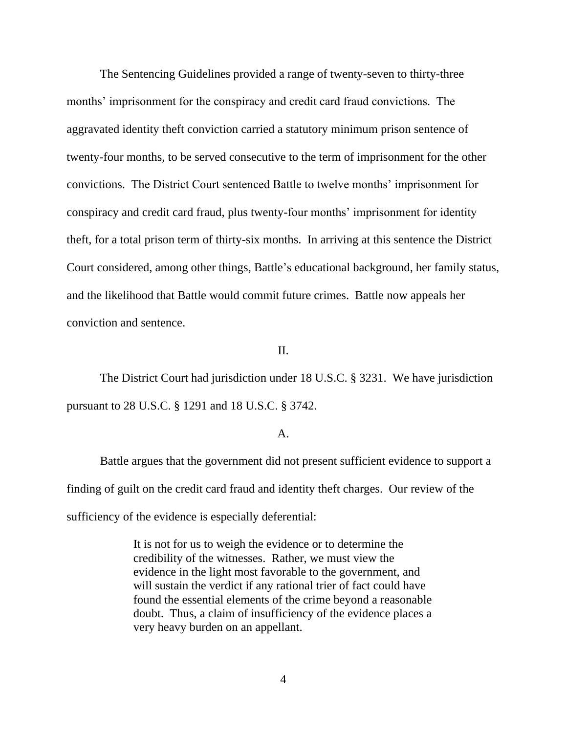The Sentencing Guidelines provided a range of twenty-seven to thirty-three months' imprisonment for the conspiracy and credit card fraud convictions. The aggravated identity theft conviction carried a statutory minimum prison sentence of twenty-four months, to be served consecutive to the term of imprisonment for the other convictions. The District Court sentenced Battle to twelve months' imprisonment for conspiracy and credit card fraud, plus twenty-four months' imprisonment for identity theft, for a total prison term of thirty-six months. In arriving at this sentence the District Court considered, among other things, Battle's educational background, her family status, and the likelihood that Battle would commit future crimes. Battle now appeals her conviction and sentence.

## II.

The District Court had jurisdiction under 18 U.S.C. § 3231. We have jurisdiction pursuant to 28 U.S.C. § 1291 and 18 U.S.C. § 3742.

### A.

Battle argues that the government did not present sufficient evidence to support a finding of guilt on the credit card fraud and identity theft charges. Our review of the sufficiency of the evidence is especially deferential:

> It is not for us to weigh the evidence or to determine the credibility of the witnesses. Rather, we must view the evidence in the light most favorable to the government, and will sustain the verdict if any rational trier of fact could have found the essential elements of the crime beyond a reasonable doubt. Thus, a claim of insufficiency of the evidence places a very heavy burden on an appellant.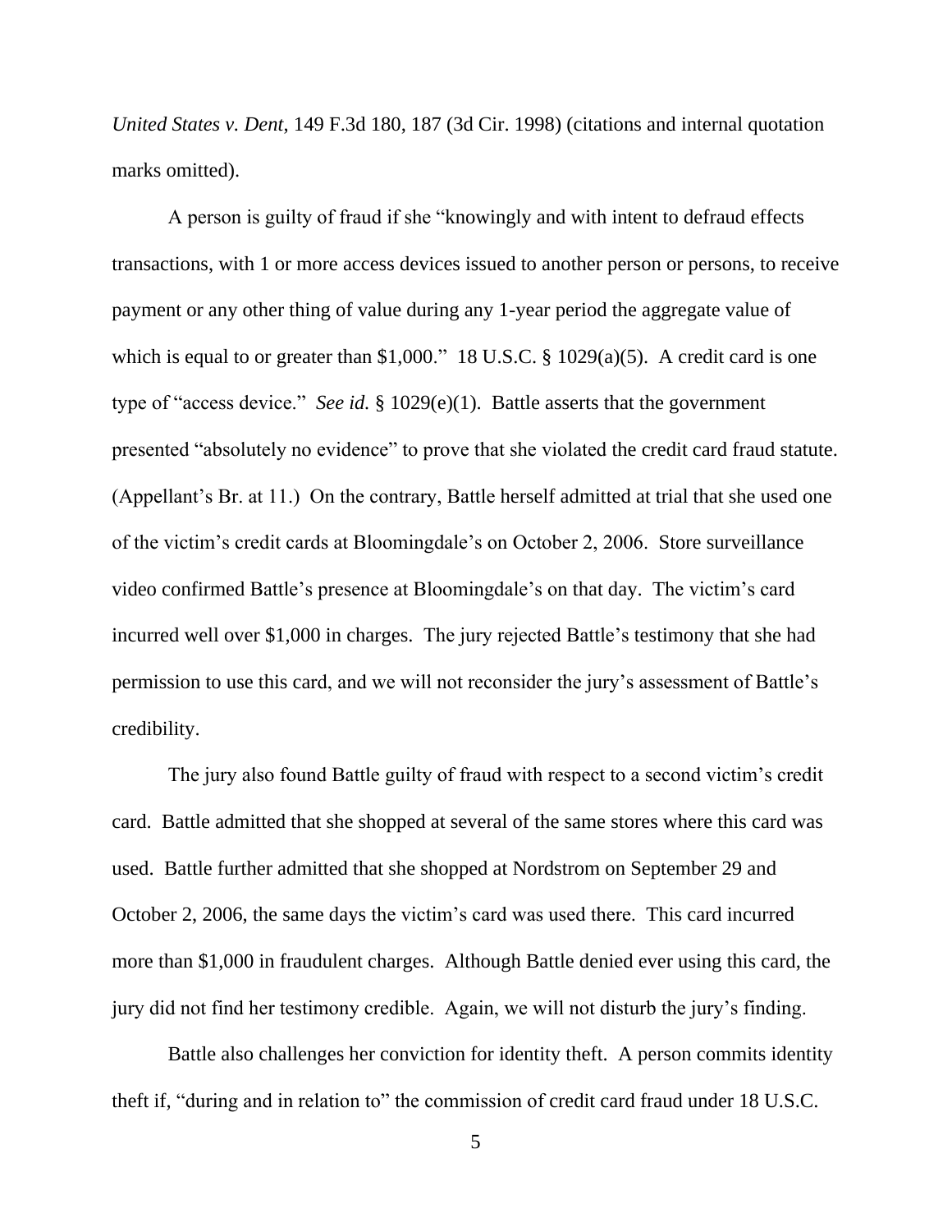*United States v. Dent*, 149 F.3d 180, 187 (3d Cir. 1998) (citations and internal quotation marks omitted).

A person is guilty of fraud if she "knowingly and with intent to defraud effects transactions, with 1 or more access devices issued to another person or persons, to receive payment or any other thing of value during any 1-year period the aggregate value of which is equal to or greater than $1,000." 18 U.S.C. § 1029(a)(5). A credit card is one type of "access device." *See id.* § 1029(e)(1). Battle asserts that the government presented "absolutely no evidence" to prove that she violated the credit card fraud statute. (Appellant's Br. at 11.) On the contrary, Battle herself admitted at trial that she used one of the victim's credit cards at Bloomingdale's on October 2, 2006. Store surveillance video confirmed Battle's presence at Bloomingdale's on that day. The victim's card incurred well over $1,000 in charges. The jury rejected Battle's testimony that she had permission to use this card, and we will not reconsider the jury's assessment of Battle's credibility.

The jury also found Battle guilty of fraud with respect to a second victim's credit card. Battle admitted that she shopped at several of the same stores where this card was used. Battle further admitted that she shopped at Nordstrom on September 29 and October 2, 2006, the same days the victim's card was used there. This card incurred more than $1,000 in fraudulent charges. Although Battle denied ever using this card, the jury did not find her testimony credible. Again, we will not disturb the jury's finding.

Battle also challenges her conviction for identity theft. A person commits identity theft if, "during and in relation to" the commission of credit card fraud under 18 U.S.C.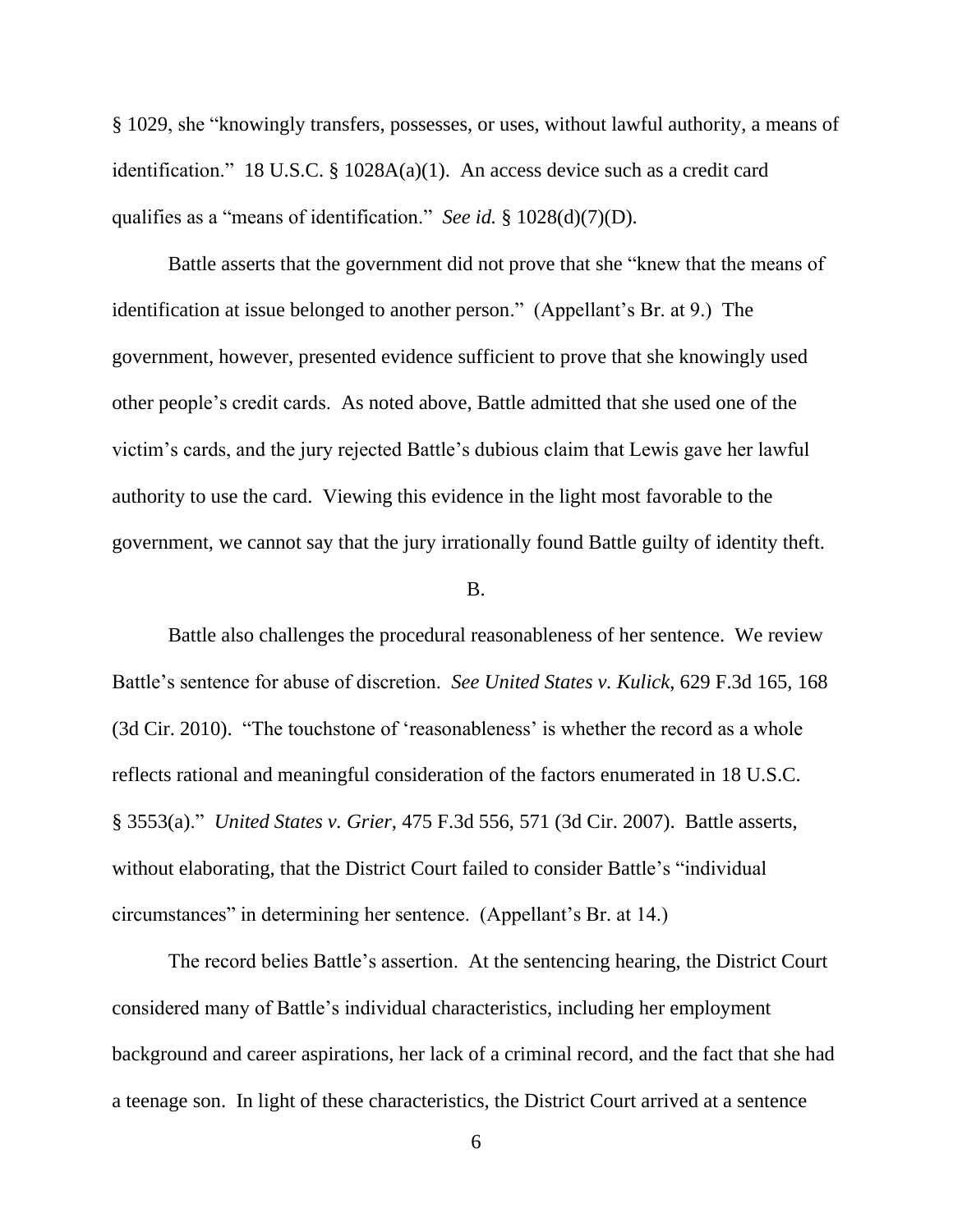§ 1029, she "knowingly transfers, possesses, or uses, without lawful authority, a means of identification." 18 U.S.C. § 1028A(a)(1). An access device such as a credit card qualifies as a "means of identification." *See id.* § 1028(d)(7)(D).

Battle asserts that the government did not prove that she "knew that the means of identification at issue belonged to another person." (Appellant's Br. at 9.) The government, however, presented evidence sufficient to prove that she knowingly used other people's credit cards. As noted above, Battle admitted that she used one of the victim's cards, and the jury rejected Battle's dubious claim that Lewis gave her lawful authority to use the card. Viewing this evidence in the light most favorable to the government, we cannot say that the jury irrationally found Battle guilty of identity theft.

B.

Battle also challenges the procedural reasonableness of her sentence. We review Battle's sentence for abuse of discretion. *See United States v. Kulick*, 629 F.3d 165, 168 (3d Cir. 2010). "The touchstone of 'reasonableness' is whether the record as a whole reflects rational and meaningful consideration of the factors enumerated in 18 U.S.C. § 3553(a)." *United States v. Grier*, 475 F.3d 556, 571 (3d Cir. 2007). Battle asserts, without elaborating, that the District Court failed to consider Battle's "individual circumstances" in determining her sentence. (Appellant's Br. at 14.)

The record belies Battle's assertion. At the sentencing hearing, the District Court considered many of Battle's individual characteristics, including her employment background and career aspirations, her lack of a criminal record, and the fact that she had a teenage son. In light of these characteristics, the District Court arrived at a sentence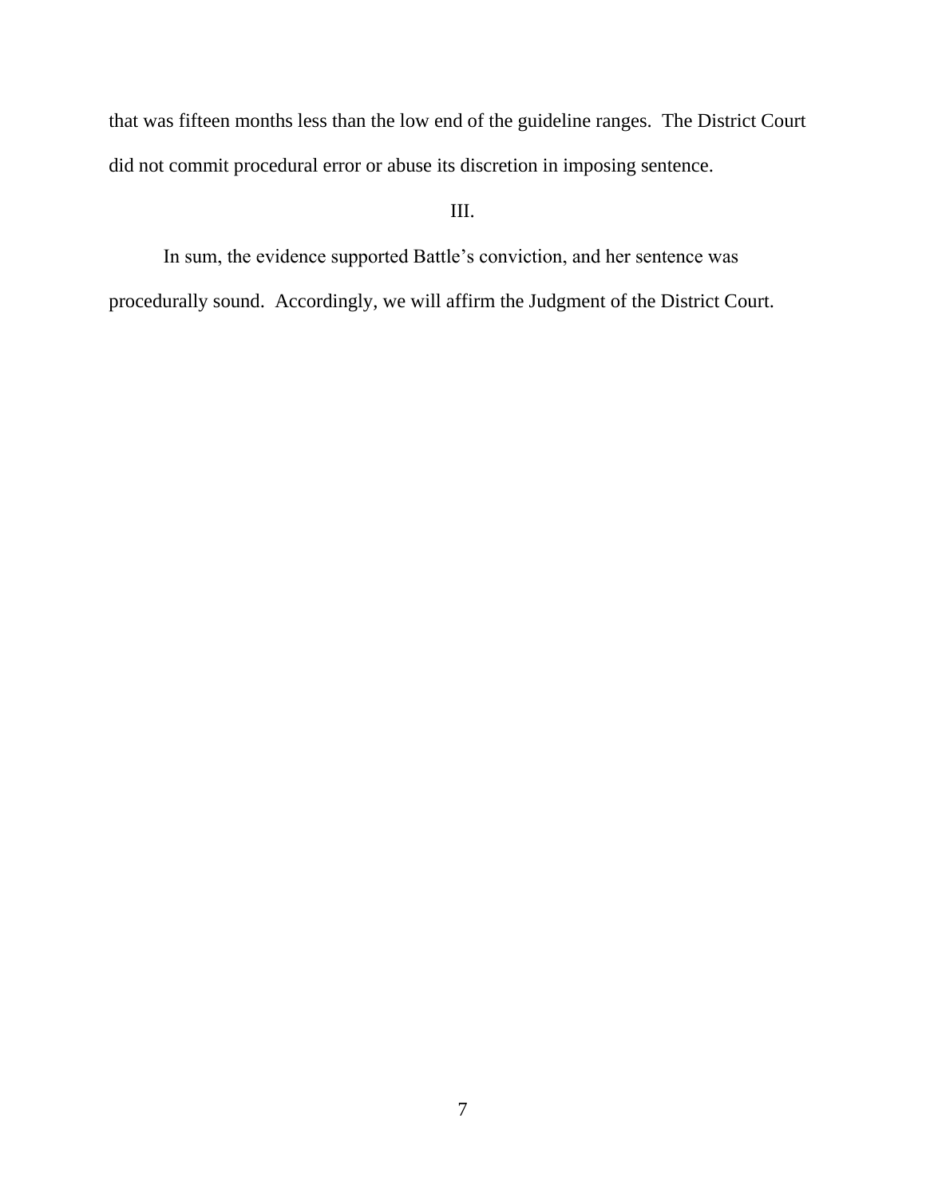that was fifteen months less than the low end of the guideline ranges. The District Court did not commit procedural error or abuse its discretion in imposing sentence.

## III.

In sum, the evidence supported Battle's conviction, and her sentence was procedurally sound. Accordingly, we will affirm the Judgment of the District Court.